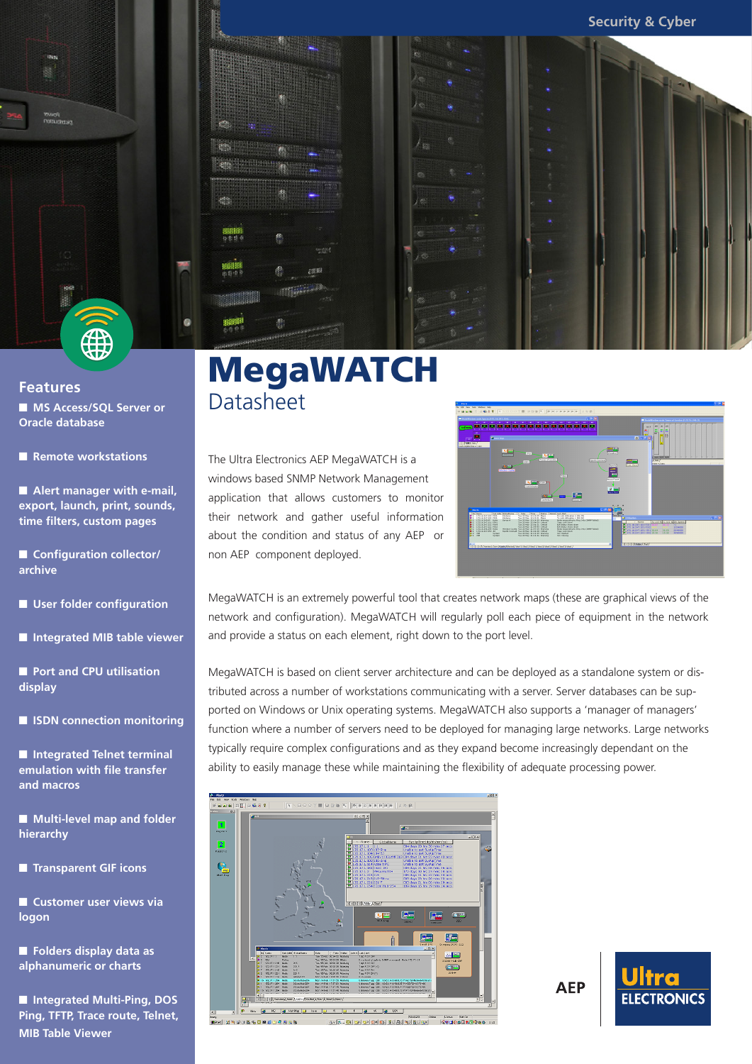# MegaWATCH

## Datasheet

The Ultra Electronics AEP MegaWATCH is a windows based SNMP Network Management application that allows customers to monitor their network and gather useful information about the condition and status of any AEP or non AEP component deployed.

MegaWATCH is an extremely powerful tool that creates network maps (these are graphical views of the network and configuration). MegaWATCH will regularly poll each piece of equipment in the network and provide a status on each element, right down to the port level.

MegaWATCH is based on client server architecture and can be deployed as a standalone system or distributed across a number of workstations communicating with a server. Server databases can be supported on Windows or Unix operating systems. MegaWATCH also supports a 'manager of managers' function where a number of servers need to be deployed for managing large networks. Large networks typically require complex configurations and as they expand become increasingly dependant on the ability to easily manage these while maintaining the flexibility of adequate processing power.

## Features

- MS Access/SQL Server or Oracle database
- Remote workstations
- Alert manager with e-mail, export, launch, print, sounds, time filters, custom pages
- Configuration collector/ archive
- User folder configuration
- Integrated MIB table viewer
- Port and CPU utilisation display
- ISDN connection monitoring
- Integrated Telnet terminal emulation with file transfer and macros
- Multi-level map and folder hierarchy
- Transparent GIF icons
- Customer user views via logon
- Folders display data as alphanumeric or charts
- Integrated Multi-Ping, DOS Ping, TFTP, Trace route, Telnet, MIB Table Viewer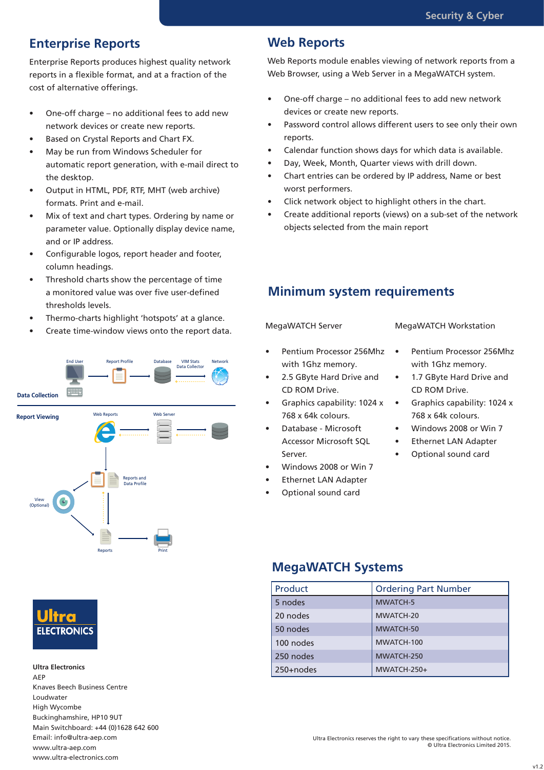## Enterprise Reports

Enterprise Reports produces highest quality network reports in a flexible format, and at a fraction of the cost of alternative offerings.

- One-off charge – no additional fees to add new network devices or create new reports.
- Based on Crystal Reports and Chart FX.
- May be run from Windows Scheduler for automatic report generation, with e-mail direct to the desktop.
- Output in HTML, PDF, RTF, MHT (web archive) formats. Print and e-mail.
- Mix of text and chart types. Ordering by name or parameter value. Optionally display device name, and or IP address.
- Configurable logos, report header and footer, column headings.
- Threshold charts show the percentage of time a monitored value was over five user-defined thresholds levels.
- Thermo-charts highlight ‘hotspots’ at a glance.
- Create time-window views onto the report data.

Data Collection
End User
Report Profile
Database
VIM Stats Data Collector
Network

Report Viewing
Web Reports
Web Server
Reports and Data Profile
View (Optional)
Reports
Print

## Web Reports

Web Reports module enables viewing of network reports from a Web Browser, using a Web Server in a MegaWATCH system.

- One-off charge – no additional fees to add new network devices or create new reports.
- Password control allows different users to see only their own reports.
- Calendar function shows days for which data is available.
- Day, Week, Month, Quarter views with drill down.
- Chart entries can be ordered by IP address, Name or best worst performers.
- Click network object to highlight others in the chart.
- Create additional reports (views) on a sub-set of the network objects selected from the main report

## Minimum system requirements

MegaWATCH Server

- Pentium Processor 256Mhz with 1Ghz memory.
- 2.5 GByte Hard Drive and CD ROM Drive.
- Graphics capability: 1024 x 768 x 64k colours.
- Database - Microsoft Accessor Microsoft SQL Server.
- Windows 2008 or Win 7
- Ethernet LAN Adapter
- Optional sound card

MegaWATCH Workstation

- Pentium Processor 256Mhz with 1Ghz memory.
- 1.7 GByte Hard Drive and CD ROM Drive.
- Graphics capability: 1024 x 768 x 64k colours.
- Windows 2008 or Win 7
- Ethernet LAN Adapter
- Optional sound card

## MegaWATCH Systems

| Product | Ordering Part Number |
|---|---|
| 5 nodes | MWATCH-5 |
| 20 nodes | MWATCH-20 |
| 50 nodes | MWATCH-50 |
| 100 nodes | MWATCH-100 |
| 250 nodes | MWATCH-250 |
| 250+nodes | MWATCH-250+ |

Ultra ELECTRONICS

**Ultra Electronics**
AEP
Knaves Beech Business Centre
Loudwater
High Wycombe
Buckinghamshire, HP10 9UT
Main Switchboard: +44 (0)1628 642 600
Email: info@ultra-aep.com
www.ultra-aep.com
www.ultra-electronics.com

Ultra Electronics reserves the right to vary these specifications without notice.
© Ultra Electronics Limited 2015.

v1.2